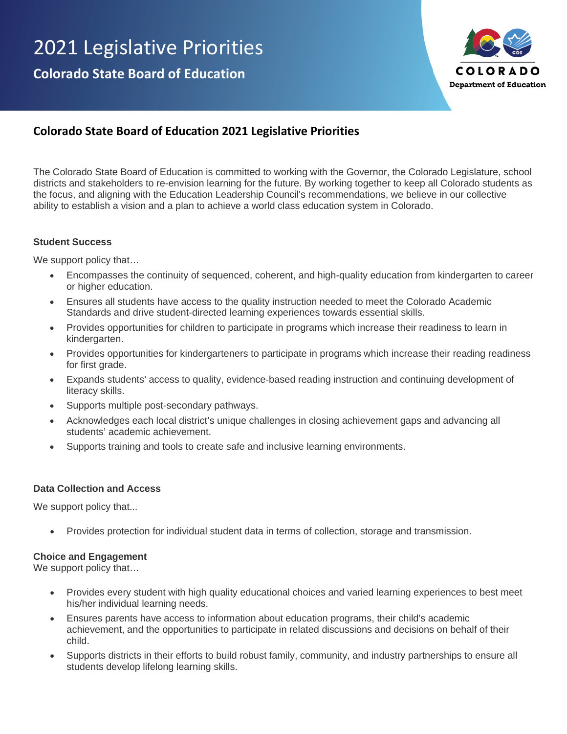# 2021 Legislative Priorities

**Colorado State Board of Education**

COLORADO
Department of Education

## Colorado State Board of Education 2021 Legislative Priorities

The Colorado State Board of Education is committed to working with the Governor, the Colorado Legislature, school districts and stakeholders to re-envision learning for the future. By working together to keep all Colorado students as the focus, and aligning with the Education Leadership Council's recommendations, we believe in our collective ability to establish a vision and a plan to achieve a world class education system in Colorado.

### Student Success

We support policy that…

- Encompasses the continuity of sequenced, coherent, and high-quality education from kindergarten to career or higher education.
- Ensures all students have access to the quality instruction needed to meet the Colorado Academic Standards and drive student-directed learning experiences towards essential skills.
- Provides opportunities for children to participate in programs which increase their readiness to learn in kindergarten.
- Provides opportunities for kindergarteners to participate in programs which increase their reading readiness for first grade.
- Expands students' access to quality, evidence-based reading instruction and continuing development of literacy skills.
- Supports multiple post-secondary pathways.
- Acknowledges each local district's unique challenges in closing achievement gaps and advancing all students' academic achievement.
- Supports training and tools to create safe and inclusive learning environments.

### Data Collection and Access

We support policy that...

- Provides protection for individual student data in terms of collection, storage and transmission.

### Choice and Engagement

We support policy that…

- Provides every student with high quality educational choices and varied learning experiences to best meet his/her individual learning needs.
- Ensures parents have access to information about education programs, their child's academic achievement, and the opportunities to participate in related discussions and decisions on behalf of their child.
- Supports districts in their efforts to build robust family, community, and industry partnerships to ensure all students develop lifelong learning skills.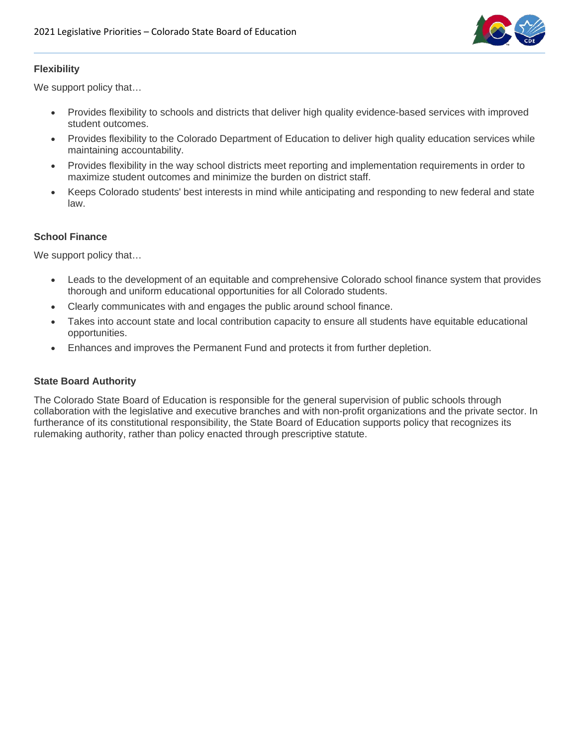### Flexibility

We support policy that…

- Provides flexibility to schools and districts that deliver high quality evidence-based services with improved student outcomes.
- Provides flexibility to the Colorado Department of Education to deliver high quality education services while maintaining accountability.
- Provides flexibility in the way school districts meet reporting and implementation requirements in order to maximize student outcomes and minimize the burden on district staff.
- Keeps Colorado students' best interests in mind while anticipating and responding to new federal and state law.

### School Finance

We support policy that…

- Leads to the development of an equitable and comprehensive Colorado school finance system that provides thorough and uniform educational opportunities for all Colorado students.
- Clearly communicates with and engages the public around school finance.
- Takes into account state and local contribution capacity to ensure all students have equitable educational opportunities.
- Enhances and improves the Permanent Fund and protects it from further depletion.

### State Board Authority

The Colorado State Board of Education is responsible for the general supervision of public schools through collaboration with the legislative and executive branches and with non-profit organizations and the private sector. In furtherance of its constitutional responsibility, the State Board of Education supports policy that recognizes its rulemaking authority, rather than policy enacted through prescriptive statute.